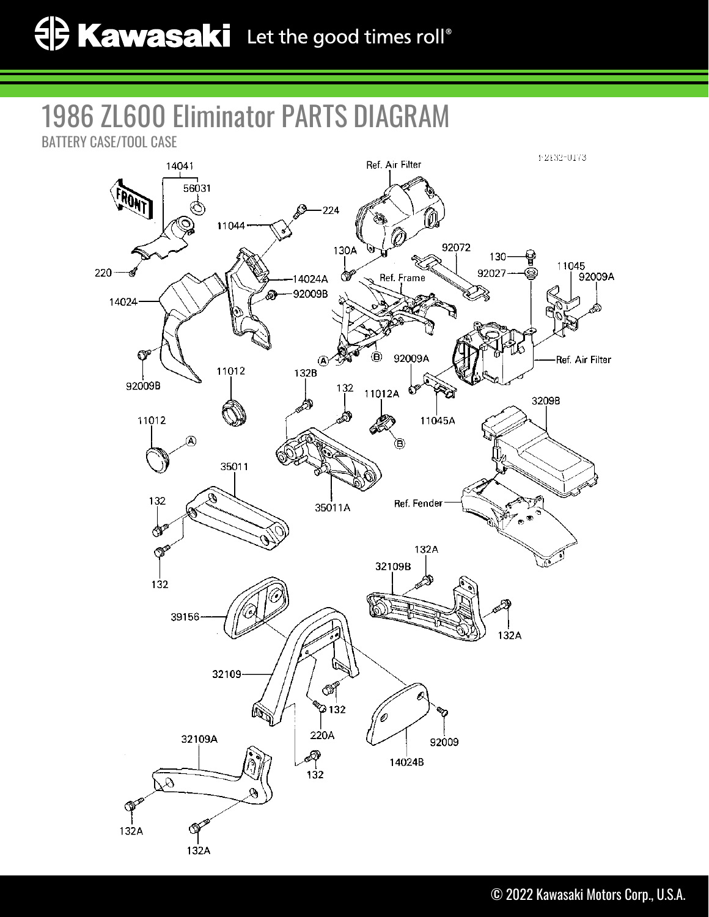# 1986 ZL600 Eliminator PARTS DIAGRAM

BATTERY CASE/TOOL CASE

F2152-0173

FRONT

14041
56031
224
11044
220
130A
Ref. Air Filter
92072
130
92027
11045
92009A
14024A
92009B
14024
Ref. Frame
A
B
92009A
Ref. Air Filter
92009B
11012
132B
132
11012A
11045A
32098
11012
A
B
35011
35011A
Ref. Fender
132
132
132A
32109B
39156
132A
32109
132
220A
92009
32109A
14024B
132
132A
132A

© 2022 Kawasaki Motors Corp., U.S.A.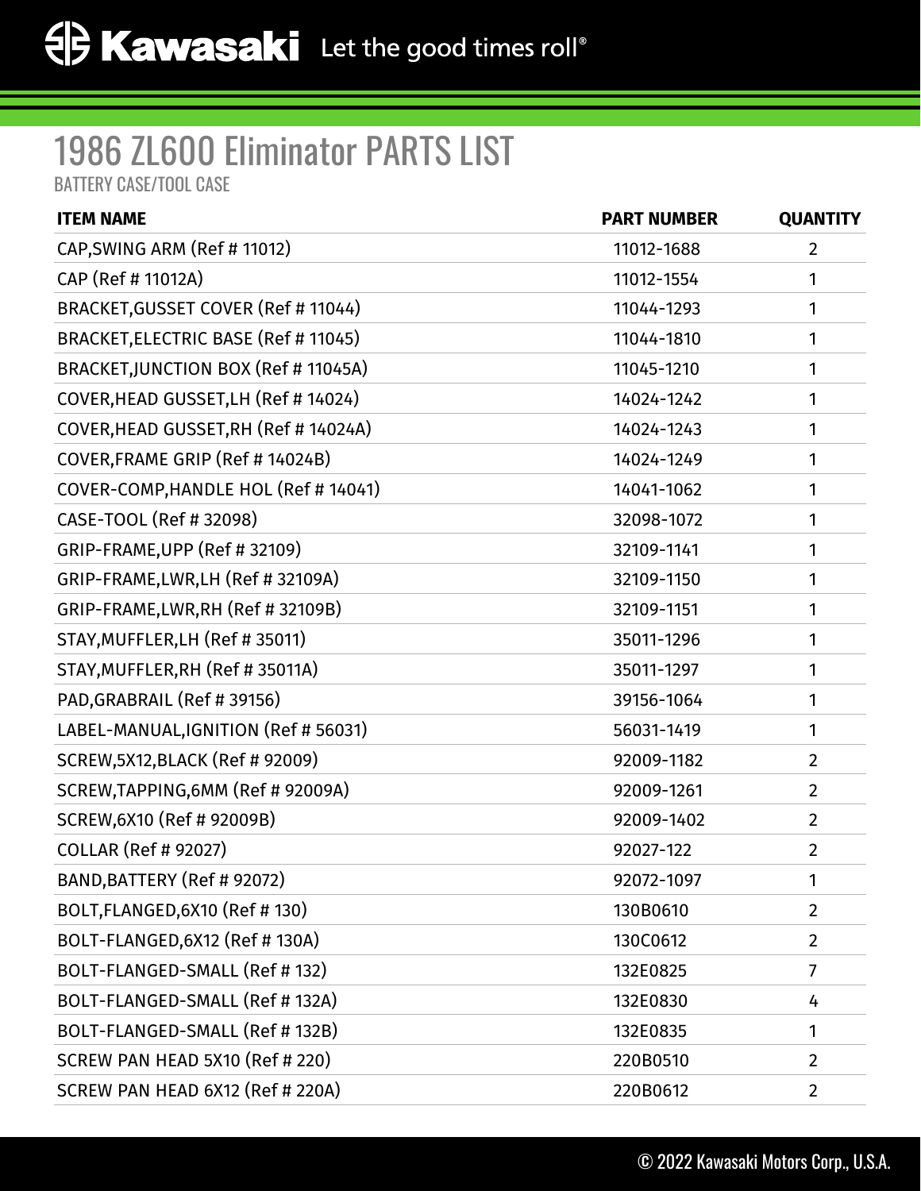# 1986 ZL600 Eliminator PARTS LIST

BATTERY CASE/TOOL CASE

| ITEM NAME | PART NUMBER | QUANTITY |
| --- | --- | --- |
| CAP,SWING ARM (Ref # 11012) | 11012-1688 | 2 |
| CAP (Ref # 11012A) | 11012-1554 | 1 |
| BRACKET,GUSSET COVER (Ref # 11044) | 11044-1293 | 1 |
| BRACKET,ELECTRIC BASE (Ref # 11045) | 11044-1810 | 1 |
| BRACKET,JUNCTION BOX (Ref # 11045A) | 11045-1210 | 1 |
| COVER,HEAD GUSSET,LH (Ref # 14024) | 14024-1242 | 1 |
| COVER,HEAD GUSSET,RH (Ref # 14024A) | 14024-1243 | 1 |
| COVER,FRAME GRIP (Ref # 14024B) | 14024-1249 | 1 |
| COVER-COMP,HANDLE HOL (Ref # 14041) | 14041-1062 | 1 |
| CASE-TOOL (Ref # 32098) | 32098-1072 | 1 |
| GRIP-FRAME,UPP (Ref # 32109) | 32109-1141 | 1 |
| GRIP-FRAME,LWR,LH (Ref # 32109A) | 32109-1150 | 1 |
| GRIP-FRAME,LWR,RH (Ref # 32109B) | 32109-1151 | 1 |
| STAY,MUFFLER,LH (Ref # 35011) | 35011-1296 | 1 |
| STAY,MUFFLER,RH (Ref # 35011A) | 35011-1297 | 1 |
| PAD,GRABRAIL (Ref # 39156) | 39156-1064 | 1 |
| LABEL-MANUAL,IGNITION (Ref # 56031) | 56031-1419 | 1 |
| SCREW,5X12,BLACK (Ref # 92009) | 92009-1182 | 2 |
| SCREW,TAPPING,6MM (Ref # 92009A) | 92009-1261 | 2 |
| SCREW,6X10 (Ref # 92009B) | 92009-1402 | 2 |
| COLLAR (Ref # 92027) | 92027-122 | 2 |
| BAND,BATTERY (Ref # 92072) | 92072-1097 | 1 |
| BOLT,FLANGED,6X10 (Ref # 130) | 130B0610 | 2 |
| BOLT-FLANGED,6X12 (Ref # 130A) | 130C0612 | 2 |
| BOLT-FLANGED-SMALL (Ref # 132) | 132E0825 | 7 |
| BOLT-FLANGED-SMALL (Ref # 132A) | 132E0830 | 4 |
| BOLT-FLANGED-SMALL (Ref # 132B) | 132E0835 | 1 |
| SCREW PAN HEAD 5X10 (Ref # 220) | 220B0510 | 2 |
| SCREW PAN HEAD 6X12 (Ref # 220A) | 220B0612 | 2 |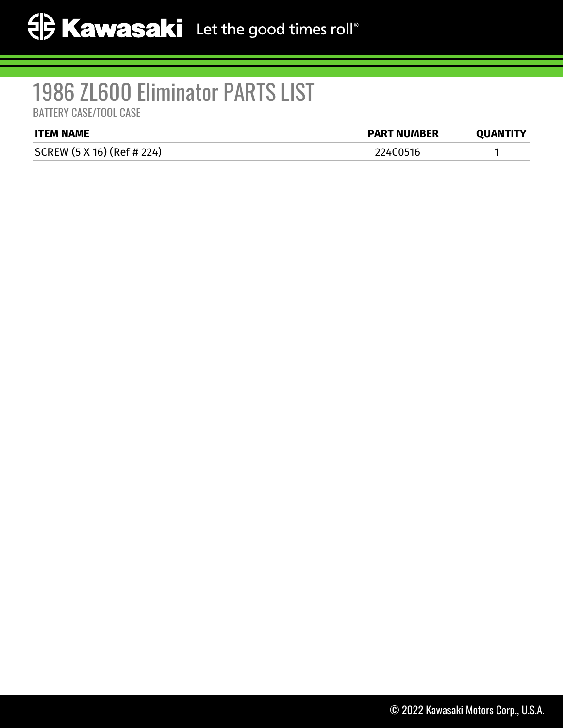# 1986 ZL600 Eliminator PARTS LIST

BATTERY CASE/TOOL CASE

| ITEM NAME | PART NUMBER | QUANTITY |
|---|---|---|
| SCREW (5 X 16) (Ref # 224) | 224C0516 | 1 |